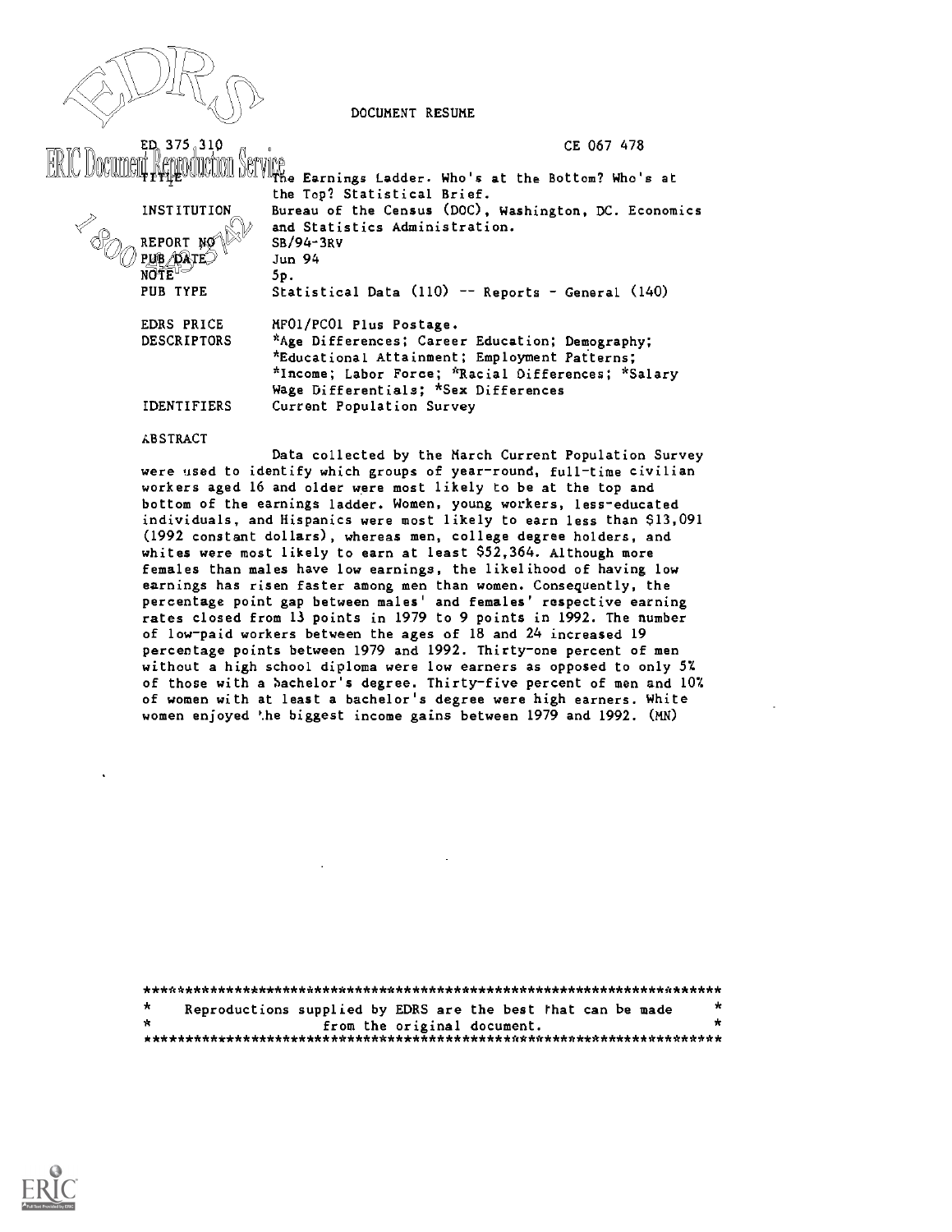DOCUMENT RESUME

| | |
|---|---|
| ED 375 310 | CE 067 478 |
| TITLE | The Earnings Ladder. Who's at the Bottom? Who's at the Top? Statistical Brief. |
| INSTITUTION | Bureau of the Census (DOC), Washington, DC. Economics and Statistics Administration. |
| REPORT NO | SB/94-3RV |
| PUB DATE | Jun 94 |
| NOTE | 5p. |
| PUB TYPE | Statistical Data (110) -- Reports - General (140) |
| EDRS PRICE | MF01/PC01 Plus Postage. |
| DESCRIPTORS | *Age Differences; Career Education; Demography; *Educational Attainment; Employment Patterns; *Income; Labor Force; *Racial Differences; *Salary Wage Differentials; *Sex Differences |
| IDENTIFIERS | Current Population Survey |

ABSTRACT

Data collected by the March Current Population Survey were used to identify which groups of year-round, full-time civilian workers aged 16 and older were most likely to be at the top and bottom of the earnings ladder. Women, young workers, less-educated individuals, and Hispanics were most likely to earn less than $13,091 (1992 constant dollars), whereas men, college degree holders, and whites were most likely to earn at least $52,364. Although more females than males have low earnings, the likelihood of having low earnings has risen faster among men than women. Consequently, the percentage point gap between males' and females' respective earning rates closed from 13 points in 1979 to 9 points in 1992. The number of low-paid workers between the ages of 18 and 24 increased 19 percentage points between 1979 and 1992. Thirty-one percent of men without a high school diploma were low earners as opposed to only 5% of those with a bachelor's degree. Thirty-five percent of men and 10% of women with at least a bachelor's degree were high earners. White women enjoyed the biggest income gains between 1979 and 1992. (MN)

***********************************************************************
* Reproductions supplied by EDRS are the best that can be made *
* from the original document. *
***********************************************************************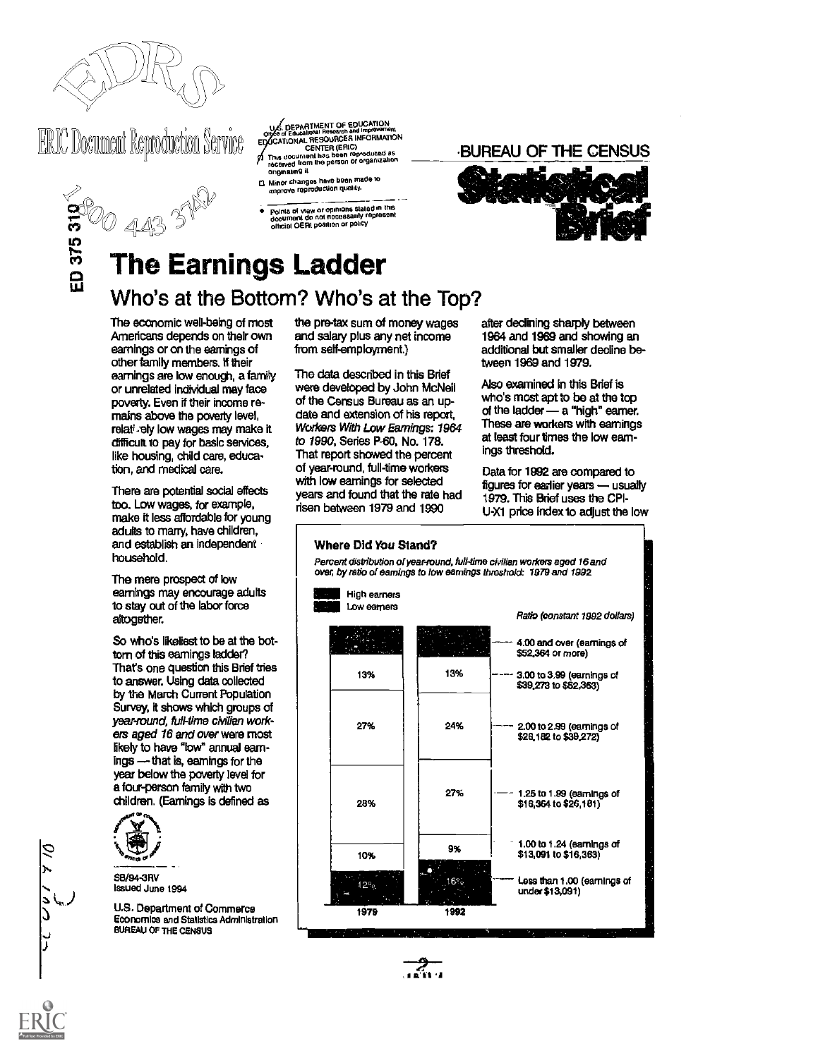# The Earnings Ladder

## Who's at the Bottom? Who's at the Top?

The economic well-being of most Americans depends on their own earnings or on the earnings of other family members. If their earnings are low enough, a family or unrelated individual may face poverty. Even if their income remains above the poverty level, relatively low wages may make it difficult to pay for basic services, like housing, child care, education, and medical care.

There are potential social effects too. Low wages, for example, make it less affordable for young adults to marry, have children, and establish an independent household.

The mere prospect of low earnings may encourage adults to stay out of the labor force altogether.

So who's likeliest to be at the bottom of this earnings ladder? That's one question this Brief tries to answer. Using data collected by the March Current Population Survey, it shows which groups of *year-round, full-time civilian workers aged 16 and over* were most likely to have "low" annual earnings — that is, earnings for the year below the poverty level for a four-person family with two children. (Earnings is defined as the pre-tax sum of money wages and salary plus any net income from self-employment.)

The data described in this Brief were developed by John McNeil of the Census Bureau as an update and extension of his report, *Workers With Low Earnings: 1964 to 1990*, Series P-60, No. 178. That report showed the percent of year-round, full-time workers with low earnings for selected years and found that the rate had risen between 1979 and 1990 after declining sharply between 1964 and 1969 and showing an additional but smaller decline between 1969 and 1979.

Also examined in this Brief is who's most apt to be at the top of the ladder — a "high" earner. These are workers with earnings at least four times the low earnings threshold.

Data for 1992 are compared to figures for earlier years — usually 1979. This Brief uses the CPI-U-X1 price index to adjust the low

**Where Did *You* Stand?**

*Percent distribution of year-round, full-time civilian workers aged 16 and over, by ratio of earnings to low earnings threshold: 1979 and 1992*

| Ratio (constant 1992 dollars) | 1979 | 1992 |
|---|---|---|
| 4.00 and over (earnings of $52,364 or more) — High earners | | |
| 3.00 to 3.99 (earnings of $39,273 to $52,363) | 13% | 13% |
| 2.00 to 2.99 (earnings of $26,182 to $39,272) | 27% | 24% |
| 1.25 to 1.99 (earnings of $16,364 to $26,181) | 28% | 27% |
| 1.00 to 1.24 (earnings of $13,091 to $16,363) | 10% | 9% |
| Less than 1.00 (earnings of under $13,091) — Low earners | 12% | 16% |

SB/94-3RV
Issued June 1994

U.S. Department of Commerce
Economics and Statistics Administration
BUREAU OF THE CENSUS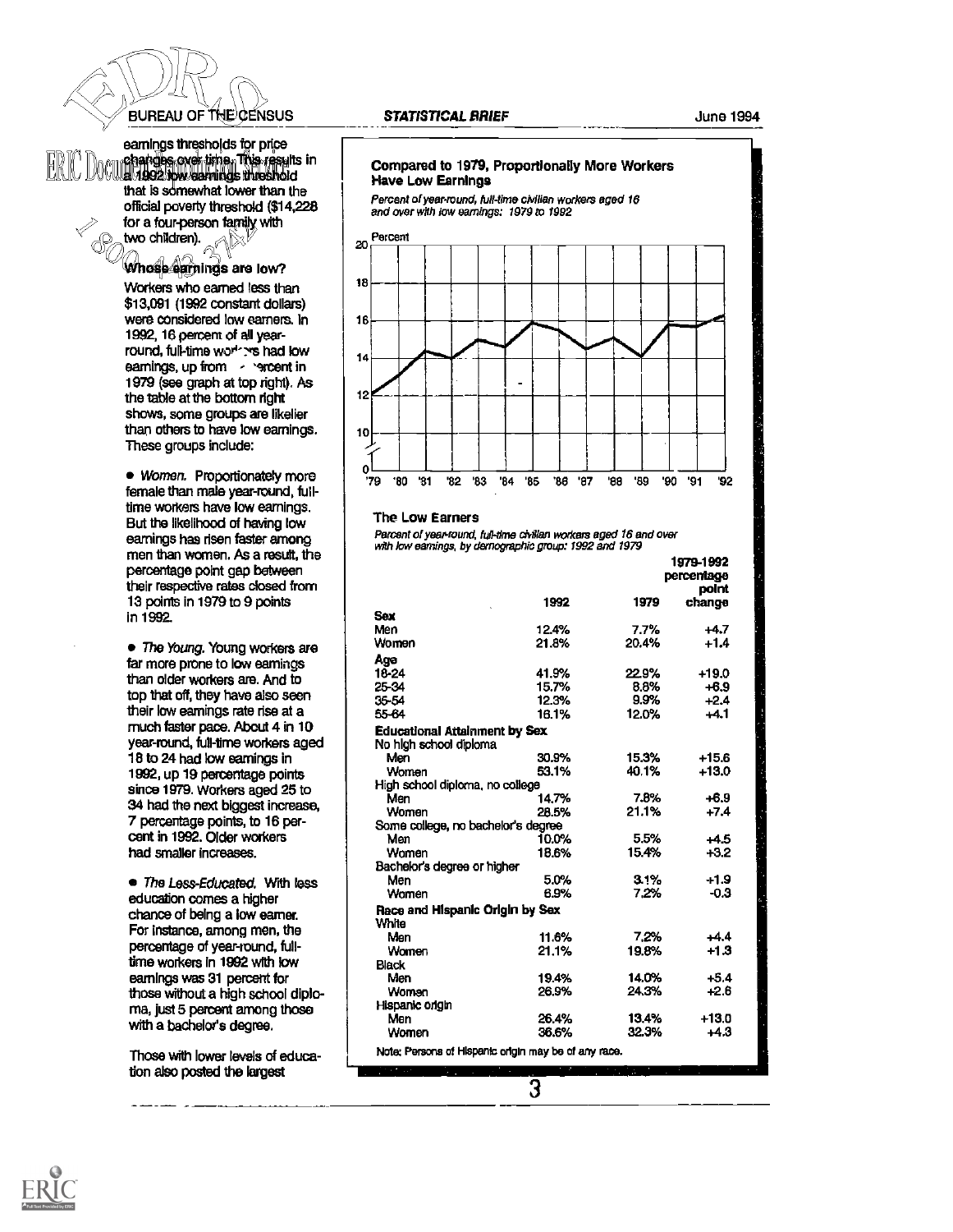earnings thresholds for price changes over time. This results in a 1992 low earnings threshold that is somewhat lower than the official poverty threshold ($14,228 for a four-person family with two children).

### Whose earnings are low?

Workers who earned less than $13,091 (1992 constant dollars) were considered low earners. In 1992, 16 percent of all year-round, full-time workers had low earnings, up from - percent in 1979 (see graph at top right). As the table at the bottom right shows, some groups are likelier than others to have low earnings. These groups include:

- *Women.* Proportionately more female than male year-round, full-time workers have low earnings. But the likelihood of having low earnings has risen faster among men than women. As a result, the percentage point gap between their respective rates closed from 13 points in 1979 to 9 points in 1992.

- *The Young.* Young workers are far more prone to low earnings than older workers are. And to top that off, they have also seen their low earnings rate rise at a much faster pace. About 4 in 10 year-round, full-time workers aged 18 to 24 had low earnings in 1992, up 19 percentage points since 1979. Workers aged 25 to 34 had the next biggest increase, 7 percentage points, to 16 percent in 1992. Older workers had smaller increases.

- *The Less-Educated.* With less education comes a higher chance of being a low earner. For instance, among men, the percentage of year-round, full-time workers in 1992 with low earnings was 31 percent for those without a high school diploma, just 5 percent among those with a bachelor's degree.

Those with lower levels of education also posted the largest

**Compared to 1979, Proportionally More Workers Have Low Earnings**

*Percent of year-round, full-time civilian workers aged 16 and over with low earnings: 1979 to 1992*

**The Low Earners**

*Percent of year-round, full-time civilian workers aged 16 and over with low earnings, by demographic group: 1992 and 1979*

| | 1992 | 1979 | 1979-1992 percentage point change |
|---|---|---|---|
| **Sex** | | | |
| Men | 12.4% | 7.7% | +4.7 |
| Women | 21.8% | 20.4% | +1.4 |
| **Age** | | | |
| 18-24 | 41.9% | 22.9% | +19.0 |
| 25-34 | 15.7% | 8.8% | +6.9 |
| 35-54 | 12.3% | 9.9% | +2.4 |
| 55-64 | 16.1% | 12.0% | +4.1 |
| **Educational Attainment by Sex** | | | |
| No high school diploma | | | |
| Men | 30.9% | 15.3% | +15.6 |
| Women | 53.1% | 40.1% | +13.0 |
| High school diploma, no college | | | |
| Men | 14.7% | 7.8% | +6.9 |
| Women | 28.5% | 21.1% | +7.4 |
| Some college, no bachelor's degree | | | |
| Men | 10.0% | 5.5% | +4.5 |
| Women | 18.6% | 15.4% | +3.2 |
| Bachelor's degree or higher | | | |
| Men | 5.0% | 3.1% | +1.9 |
| Women | 6.9% | 7.2% | -0.3 |
| **Race and Hispanic Origin by Sex** | | | |
| White | | | |
| Men | 11.6% | 7.2% | +4.4 |
| Women | 21.1% | 19.8% | +1.3 |
| Black | | | |
| Men | 19.4% | 14.0% | +5.4 |
| Women | 26.9% | 24.3% | +2.6 |
| Hispanic origin | | | |
| Men | 26.4% | 13.4% | +13.0 |
| Women | 36.6% | 32.3% | +4.3 |

Note: Persons of Hispanic origin may be of any race.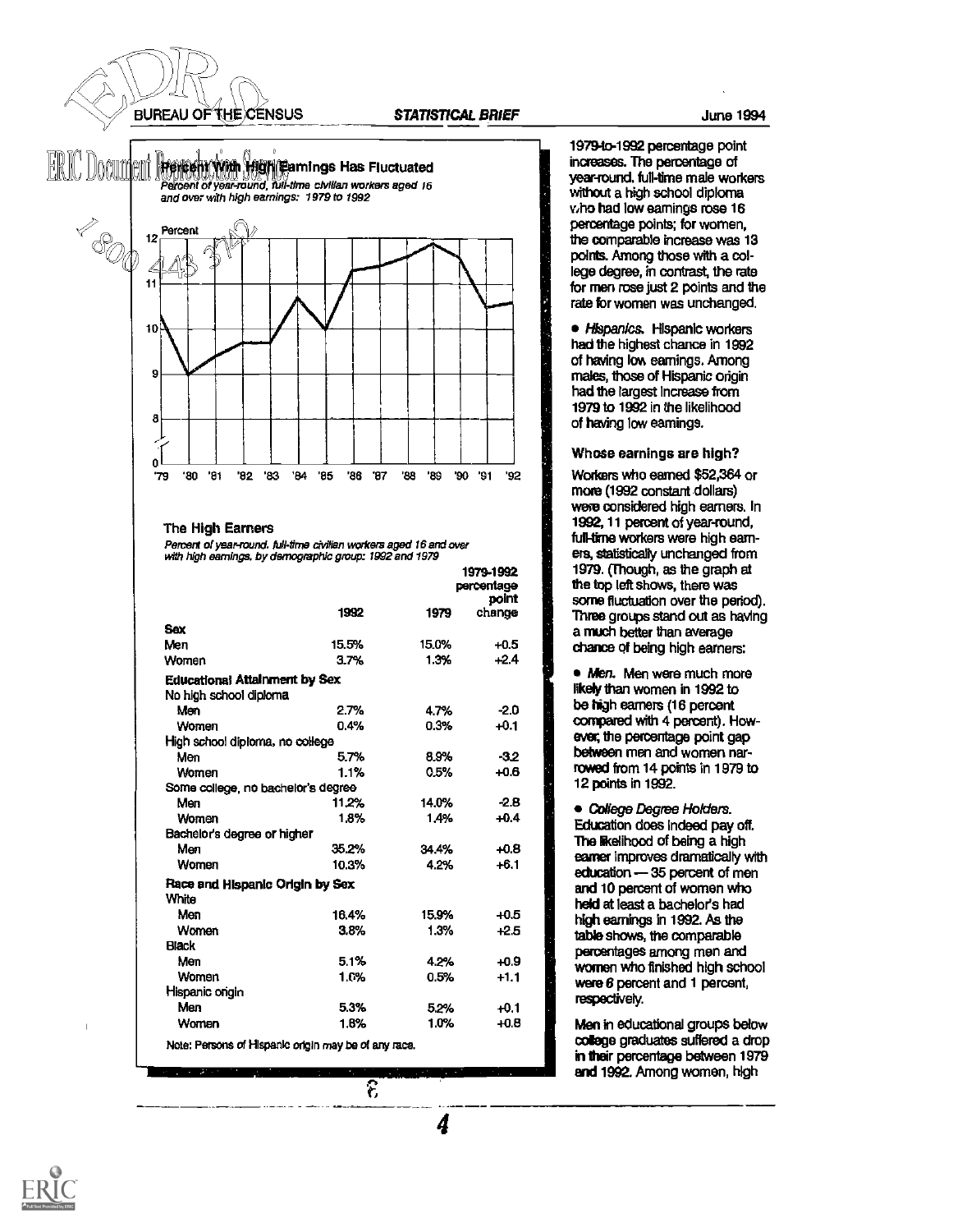## Percent With High Earnings Has Fluctuated

*Percent of year-round, full-time civilian workers aged 16 and over with high earnings: 1979 to 1992*

### The High Earners

*Percent of year-round, full-time civilian workers aged 16 and over with high earnings, by demographic group: 1992 and 1979*

| | 1992 | 1979 | 1979-1992 percentage point change |
|---|---|---|---|
| **Sex** | | | |
| Men | 15.5% | 15.0% | +0.5 |
| Women | 3.7% | 1.3% | +2.4 |
| **Educational Attainment by Sex** | | | |
| No high school diploma | | | |
| Men | 2.7% | 4.7% | -2.0 |
| Women | 0.4% | 0.3% | +0.1 |
| High school diploma, no college | | | |
| Men | 5.7% | 8.9% | -3.2 |
| Women | 1.1% | 0.5% | +0.6 |
| Some college, no bachelor's degree | | | |
| Men | 11.2% | 14.0% | -2.8 |
| Women | 1.8% | 1.4% | +0.4 |
| Bachelor's degree or higher | | | |
| Men | 35.2% | 34.4% | +0.8 |
| Women | 10.3% | 4.2% | +6.1 |
| **Race and Hispanic Origin by Sex** | | | |
| White | | | |
| Men | 16.4% | 15.9% | +0.5 |
| Women | 3.8% | 1.3% | +2.5 |
| Black | | | |
| Men | 5.1% | 4.2% | +0.9 |
| Women | 1.6% | 0.5% | +1.1 |
| Hispanic origin | | | |
| Men | 5.3% | 5.2% | +0.1 |
| Women | 1.8% | 1.0% | +0.8 |

Note: Persons of Hispanic origin may be of any race.

1979-to-1992 percentage point increases. The percentage of year-round, full-time male workers without a high school diploma who had low earnings rose 16 percentage points; for women, the comparable increase was 13 points. Among those with a college degree, in contrast, the rate for men rose just 2 points and the rate for women was unchanged.

- *Hispanics.* Hispanic workers had the highest chance in 1992 of having low earnings. Among males, those of Hispanic origin had the largest increase from 1979 to 1992 in the likelihood of having low earnings.

### Whose earnings are high?

Workers who earned $52,364 or more (1992 constant dollars) were considered high earners. In 1992, 11 percent of year-round, full-time workers were high earners, statistically unchanged from 1979. (Though, as the graph at the top left shows, there was some fluctuation over the period). Three groups stand out as having a much better than average chance of being high earners:

- *Men.* Men were much more likely than women in 1992 to be high earners (16 percent compared with 4 percent). However, the percentage point gap between men and women narrowed from 14 points in 1979 to 12 points in 1992.

- *College Degree Holders.* Education does indeed pay off. The likelihood of being a high earner improves dramatically with education — 35 percent of men and 10 percent of women who held at least a bachelor's had high earnings in 1992. As the table shows, the comparable percentages among men and women who finished high school were 6 percent and 1 percent, respectively.

Men in educational groups below college graduates suffered a drop in their percentage between 1979 and 1992. Among women, high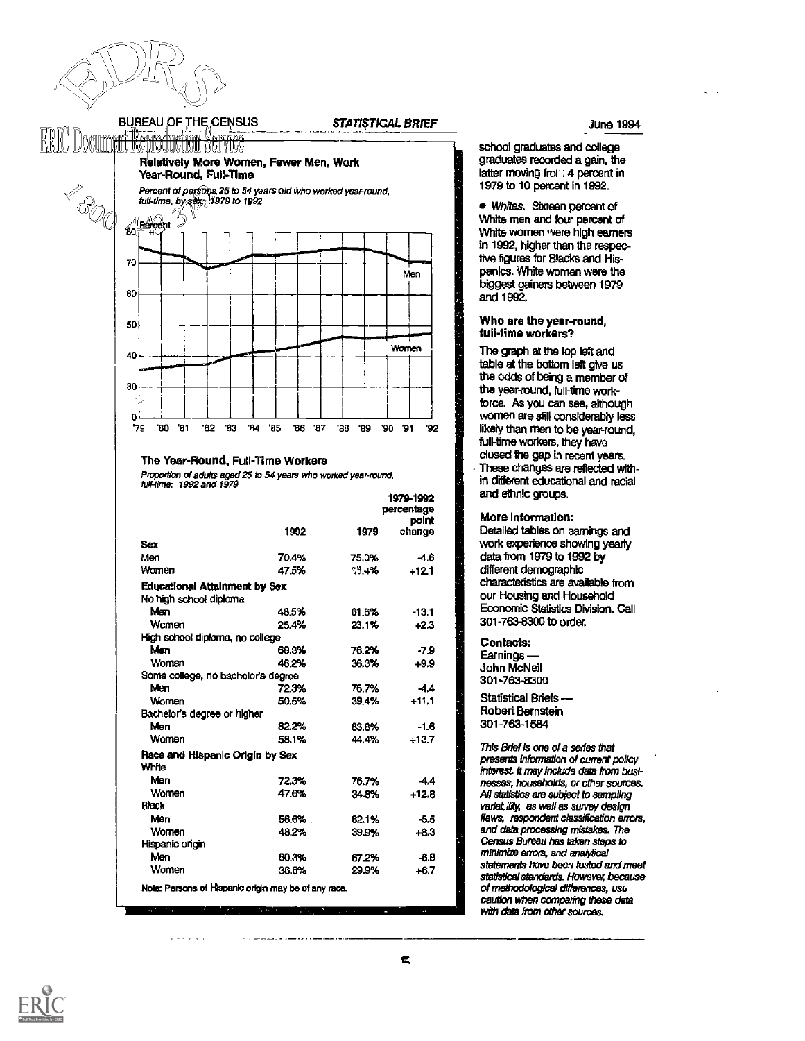BUREAU OF THE CENSUS **STATISTICAL BRIEF** June 1994

### Relatively More Women, Fewer Men, Work Year-Round, Full-Time

*Percent of persons 25 to 54 years old who worked year-round, full-time, by sex: 1979 to 1992*

Percent
80
70
60
50
40
30
0
Men
Women
'79 '80 '81 '82 '83 '84 '85 '86 '87 '88 '89 '90 '91 '92

### The Year-Round, Full-Time Workers

*Proportion of adults aged 25 to 54 years who worked year-round, full-time: 1992 and 1979*

| | 1992 | 1979 | 1979-1992 percentage point change |
|---|---|---|---|
| **Sex** | | | |
| Men | 70.4% | 75.0% | -4.6 |
| Women | 47.5% | 35.4% | +12.1 |
| **Educational Attainment by Sex** | | | |
| No high school diploma | | | |
| Men | 48.5% | 61.6% | -13.1 |
| Women | 25.4% | 23.1% | +2.3 |
| High school diploma, no college | | | |
| Men | 68.3% | 76.2% | -7.9 |
| Women | 46.2% | 36.3% | +9.9 |
| Some college, no bachelor's degree | | | |
| Men | 72.3% | 76.7% | -4.4 |
| Women | 50.5% | 39.4% | +11.1 |
| Bachelor's degree or higher | | | |
| Men | 82.2% | 83.8% | -1.6 |
| Women | 58.1% | 44.4% | +13.7 |
| **Race and Hispanic Origin by Sex** | | | |
| White | | | |
| Men | 72.3% | 76.7% | -4.4 |
| Women | 47.6% | 34.8% | +12.8 |
| Black | | | |
| Men | 56.6% | 62.1% | -5.5 |
| Women | 48.2% | 39.9% | +8.3 |
| Hispanic origin | | | |
| Men | 60.3% | 67.2% | -6.9 |
| Women | 36.6% | 29.9% | +6.7 |

Note: Persons of Hispanic origin may be of any race.

school graduates and college graduates recorded a gain, the latter moving from 4 percent in 1979 to 10 percent in 1992.

- *Whites.* Sixteen percent of White men and four percent of White women were high earners in 1992, higher than the respective figures for Blacks and Hispanics. White women were the biggest gainers between 1979 and 1992.

#### Who are the year-round, full-time workers?

The graph at the top left and table at the bottom left give us the odds of being a member of the year-round, full-time workforce. As you can see, although women are still considerably less likely than men to be year-round, full-time workers, they have closed the gap in recent years. These changes are reflected within different educational and racial and ethnic groups.

#### More Information:

Detailed tables on earnings and work experience showing yearly data from 1979 to 1992 by different demographic characteristics are available from our Housing and Household Economic Statistics Division. Call 301-763-8300 to order.

#### Contacts:

Earnings —
John McNeil
301-763-8300

Statistical Briefs —
Robert Bernstein
301-763-1584

*This Brief is one of a series that presents information of current policy interest. It may include data from businesses, households, or other sources. All statistics are subject to sampling variability, as well as survey design flaws, respondent classification errors, and data processing mistakes. The Census Bureau has taken steps to minimize errors, and analytical statements have been tested and meet statistical standards. However, because of methodological differences, use caution when comparing these data with data from other sources.*